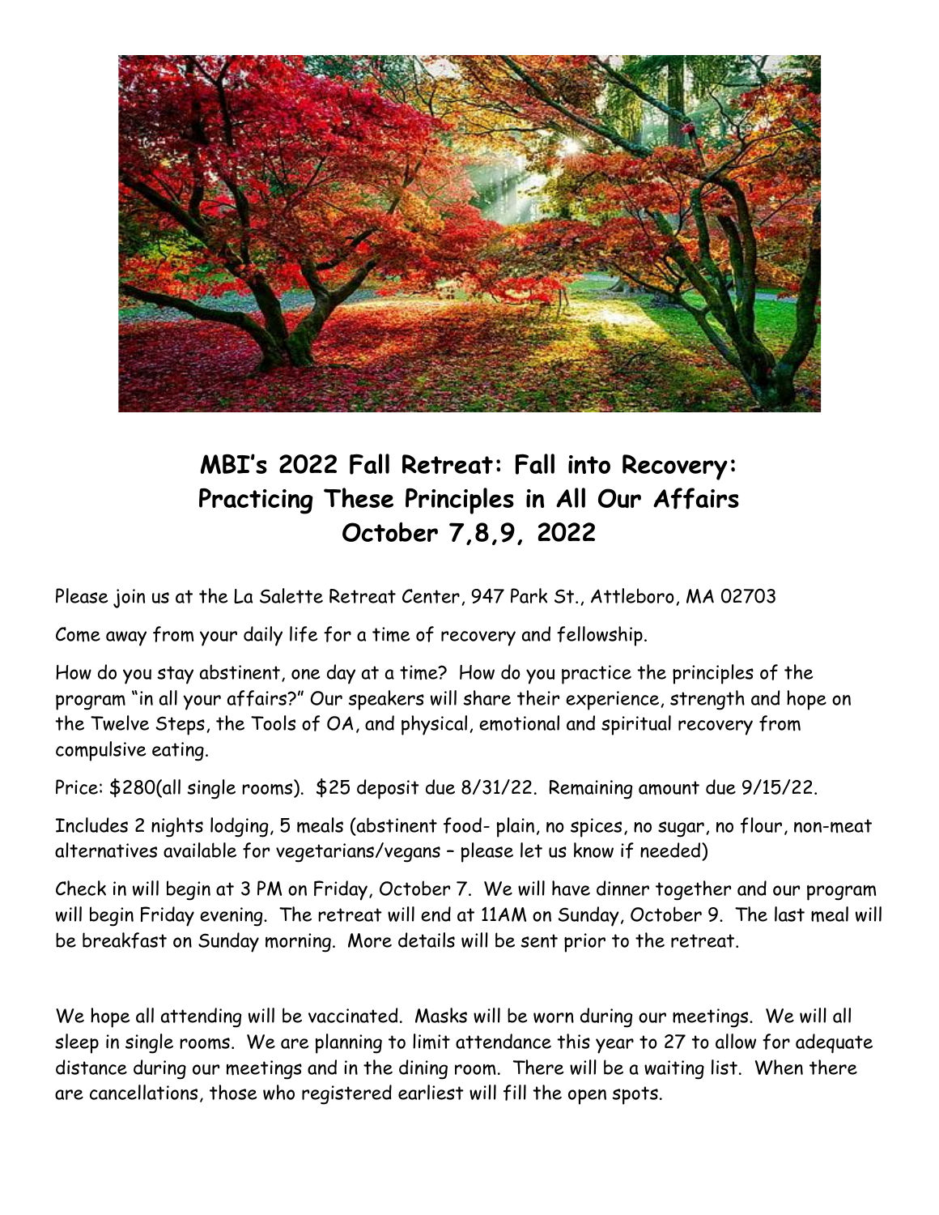# MBI's 2022 Fall Retreat: Fall into Recovery: Practicing These Principles in All Our Affairs October 7,8,9, 2022

Please join us at the La Salette Retreat Center, 947 Park St., Attleboro, MA 02703

Come away from your daily life for a time of recovery and fellowship.

How do you stay abstinent, one day at a time? How do you practice the principles of the program "in all your affairs?" Our speakers will share their experience, strength and hope on the Twelve Steps, the Tools of OA, and physical, emotional and spiritual recovery from compulsive eating.

Price: $280(all single rooms). $25 deposit due 8/31/22. Remaining amount due 9/15/22.

Includes 2 nights lodging, 5 meals (abstinent food- plain, no spices, no sugar, no flour, non-meat alternatives available for vegetarians/vegans – please let us know if needed)

Check in will begin at 3 PM on Friday, October 7. We will have dinner together and our program will begin Friday evening. The retreat will end at 11AM on Sunday, October 9. The last meal will be breakfast on Sunday morning. More details will be sent prior to the retreat.

We hope all attending will be vaccinated. Masks will be worn during our meetings. We will all sleep in single rooms. We are planning to limit attendance this year to 27 to allow for adequate distance during our meetings and in the dining room. There will be a waiting list. When there are cancellations, those who registered earliest will fill the open spots.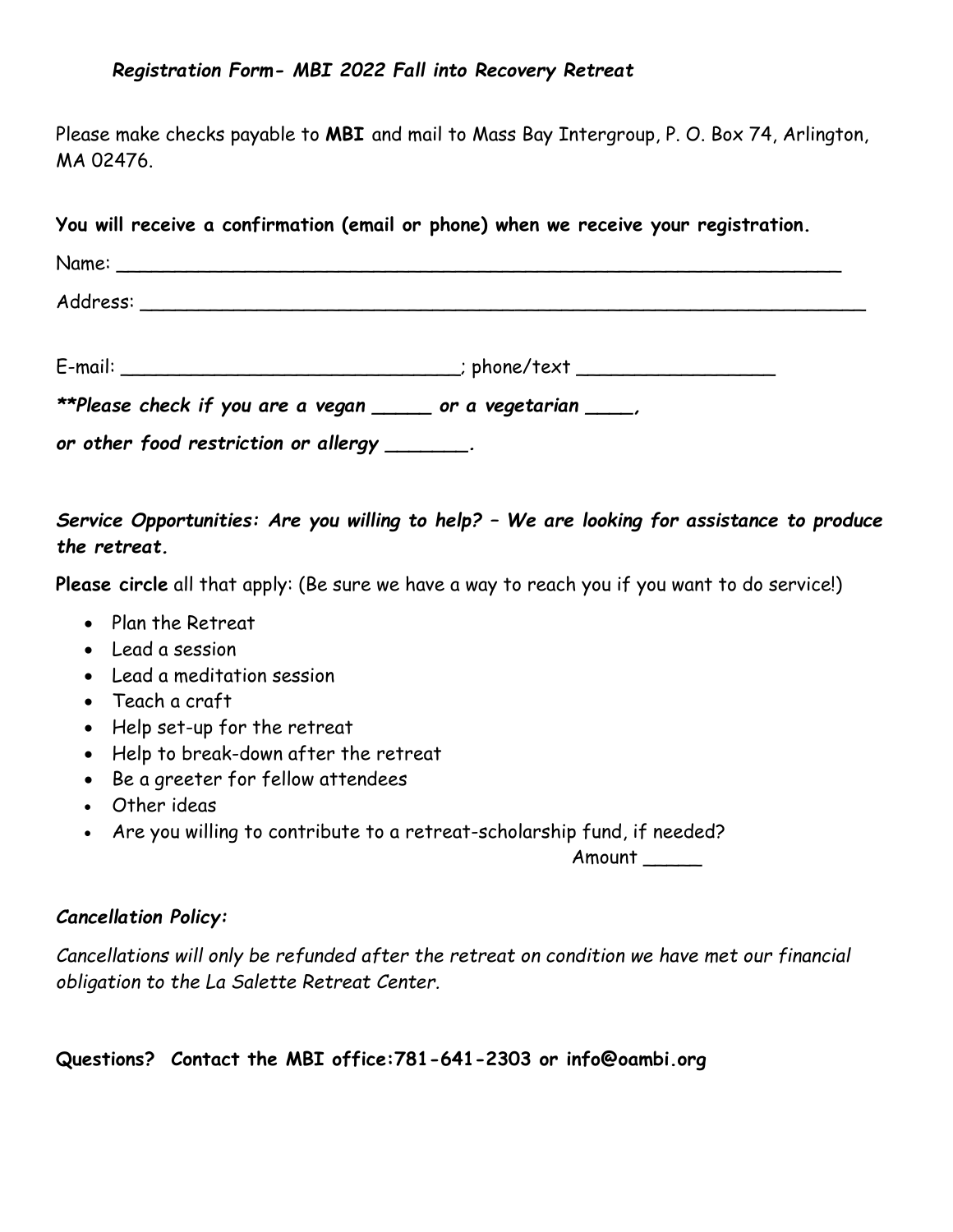*Registration Form- MBI 2022 Fall into Recovery Retreat*

Please make checks payable to **MBI** and mail to Mass Bay Intergroup, P. O. Box 74, Arlington, MA 02476.

**You will receive a confirmation (email or phone) when we receive your registration.**

Name: ___________________________________________________________

Address: ___________________________________________________________

E-mail: ______________________________; phone/text _________________

***\*\*Please check if you are a vegan _____ or a vegetarian ____,***

***or other food restriction or allergy _______.***

***Service Opportunities: Are you willing to help? – We are looking for assistance to produce the retreat.***

**Please circle** all that apply: (Be sure we have a way to reach you if you want to do service!)

- Plan the Retreat
- Lead a session
- Lead a meditation session
- Teach a craft
- Help set-up for the retreat
- Help to break-down after the retreat
- Be a greeter for fellow attendees
- Other ideas
- Are you willing to contribute to a retreat-scholarship fund, if needed?  
  Amount _____

***Cancellation Policy:***

*Cancellations will only be refunded after the retreat on condition we have met our financial obligation to the La Salette Retreat Center.*

**Questions? Contact the MBI office:781-641-2303 or info@oambi.org**